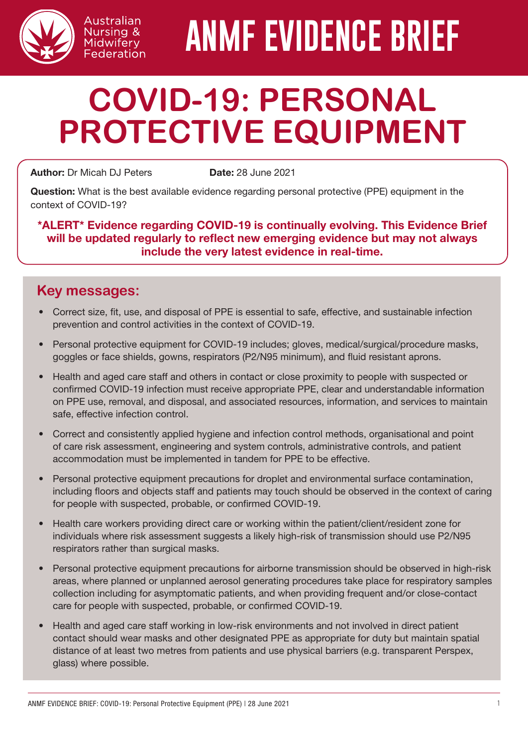Australian Nursing & Midwifery Federation

# ANMF EVIDENCE BRIEF

# COVID-19: PERSONAL PROTECTIVE EQUIPMENT

**Author:** Dr Micah DJ Peters **Date:** 28 June 2021

**Question:** What is the best available evidence regarding personal protective (PPE) equipment in the context of COVID-19?

**\*ALERT\* Evidence regarding COVID-19 is continually evolving. This Evidence Brief will be updated regularly to reflect new emerging evidence but may not always include the very latest evidence in real-time.**

## Key messages:

- Correct size, fit, use, and disposal of PPE is essential to safe, effective, and sustainable infection prevention and control activities in the context of COVID-19.
- Personal protective equipment for COVID-19 includes; gloves, medical/surgical/procedure masks, goggles or face shields, gowns, respirators (P2/N95 minimum), and fluid resistant aprons.
- Health and aged care staff and others in contact or close proximity to people with suspected or confirmed COVID-19 infection must receive appropriate PPE, clear and understandable information on PPE use, removal, and disposal, and associated resources, information, and services to maintain safe, effective infection control.
- Correct and consistently applied hygiene and infection control methods, organisational and point of care risk assessment, engineering and system controls, administrative controls, and patient accommodation must be implemented in tandem for PPE to be effective.
- Personal protective equipment precautions for droplet and environmental surface contamination, including floors and objects staff and patients may touch should be observed in the context of caring for people with suspected, probable, or confirmed COVID-19.
- Health care workers providing direct care or working within the patient/client/resident zone for individuals where risk assessment suggests a likely high-risk of transmission should use P2/N95 respirators rather than surgical masks.
- Personal protective equipment precautions for airborne transmission should be observed in high-risk areas, where planned or unplanned aerosol generating procedures take place for respiratory samples collection including for asymptomatic patients, and when providing frequent and/or close-contact care for people with suspected, probable, or confirmed COVID-19.
- Health and aged care staff working in low-risk environments and not involved in direct patient contact should wear masks and other designated PPE as appropriate for duty but maintain spatial distance of at least two metres from patients and use physical barriers (e.g. transparent Perspex, glass) where possible.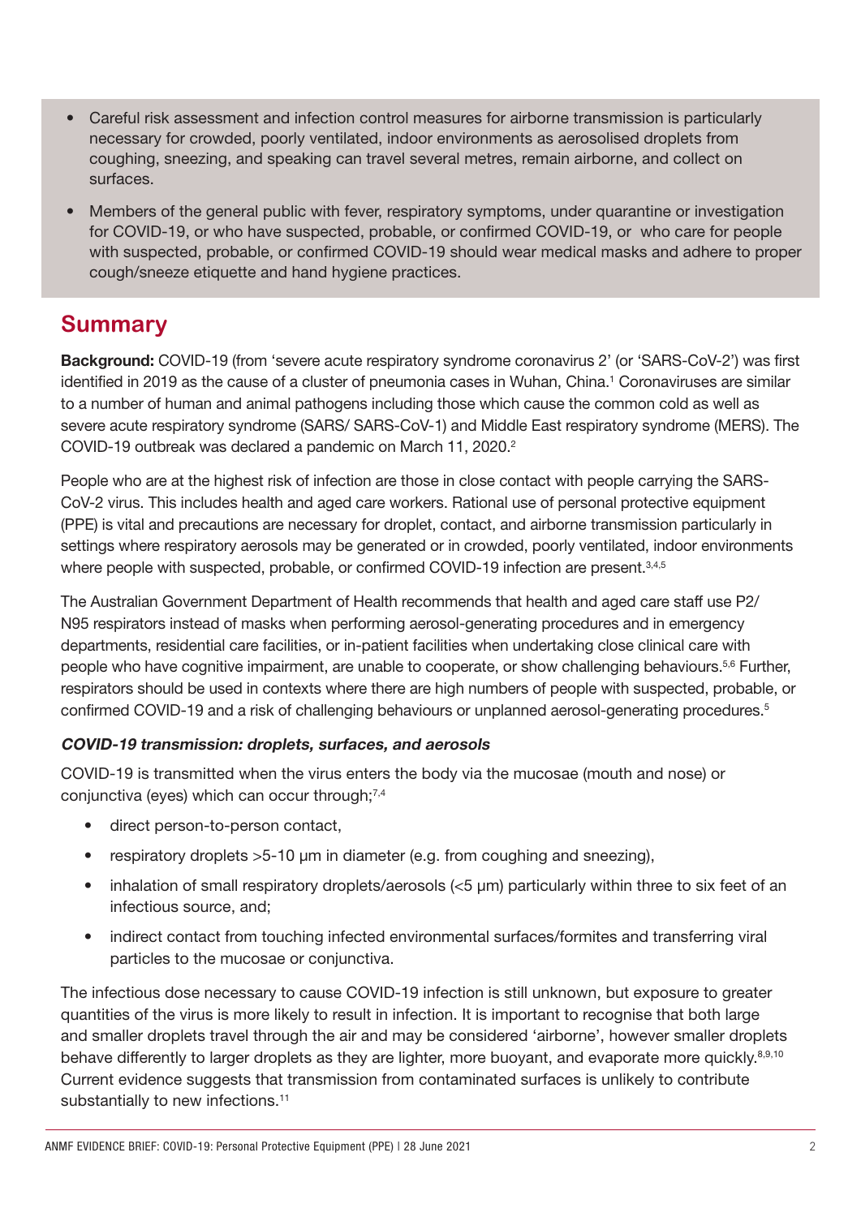- Careful risk assessment and infection control measures for airborne transmission is particularly necessary for crowded, poorly ventilated, indoor environments as aerosolised droplets from coughing, sneezing, and speaking can travel several metres, remain airborne, and collect on surfaces.
- Members of the general public with fever, respiratory symptoms, under quarantine or investigation for COVID-19, or who have suspected, probable, or confirmed COVID-19, or who care for people with suspected, probable, or confirmed COVID-19 should wear medical masks and adhere to proper cough/sneeze etiquette and hand hygiene practices.

## Summary

**Background:** COVID-19 (from 'severe acute respiratory syndrome coronavirus 2' (or 'SARS-CoV-2') was first identified in 2019 as the cause of a cluster of pneumonia cases in Wuhan, China.[1] Coronaviruses are similar to a number of human and animal pathogens including those which cause the common cold as well as severe acute respiratory syndrome (SARS/ SARS-CoV-1) and Middle East respiratory syndrome (MERS). The COVID-19 outbreak was declared a pandemic on March 11, 2020.[2]

People who are at the highest risk of infection are those in close contact with people carrying the SARS-CoV-2 virus. This includes health and aged care workers. Rational use of personal protective equipment (PPE) is vital and precautions are necessary for droplet, contact, and airborne transmission particularly in settings where respiratory aerosols may be generated or in crowded, poorly ventilated, indoor environments where people with suspected, probable, or confirmed COVID-19 infection are present.[3,4,5]

The Australian Government Department of Health recommends that health and aged care staff use P2/N95 respirators instead of masks when performing aerosol-generating procedures and in emergency departments, residential care facilities, or in-patient facilities when undertaking close clinical care with people who have cognitive impairment, are unable to cooperate, or show challenging behaviours.[5,6] Further, respirators should be used in contexts where there are high numbers of people with suspected, probable, or confirmed COVID-19 and a risk of challenging behaviours or unplanned aerosol-generating procedures.[5]

### *COVID-19 transmission: droplets, surfaces, and aerosols*

COVID-19 is transmitted when the virus enters the body via the mucosae (mouth and nose) or conjunctiva (eyes) which can occur through;[7,4]

- direct person-to-person contact,
- respiratory droplets >5-10 µm in diameter (e.g. from coughing and sneezing),
- inhalation of small respiratory droplets/aerosols (<5 µm) particularly within three to six feet of an infectious source, and;
- indirect contact from touching infected environmental surfaces/formites and transferring viral particles to the mucosae or conjunctiva.

The infectious dose necessary to cause COVID-19 infection is still unknown, but exposure to greater quantities of the virus is more likely to result in infection. It is important to recognise that both large and smaller droplets travel through the air and may be considered 'airborne', however smaller droplets behave differently to larger droplets as they are lighter, more buoyant, and evaporate more quickly.[8,9,10] Current evidence suggests that transmission from contaminated surfaces is unlikely to contribute substantially to new infections.[11]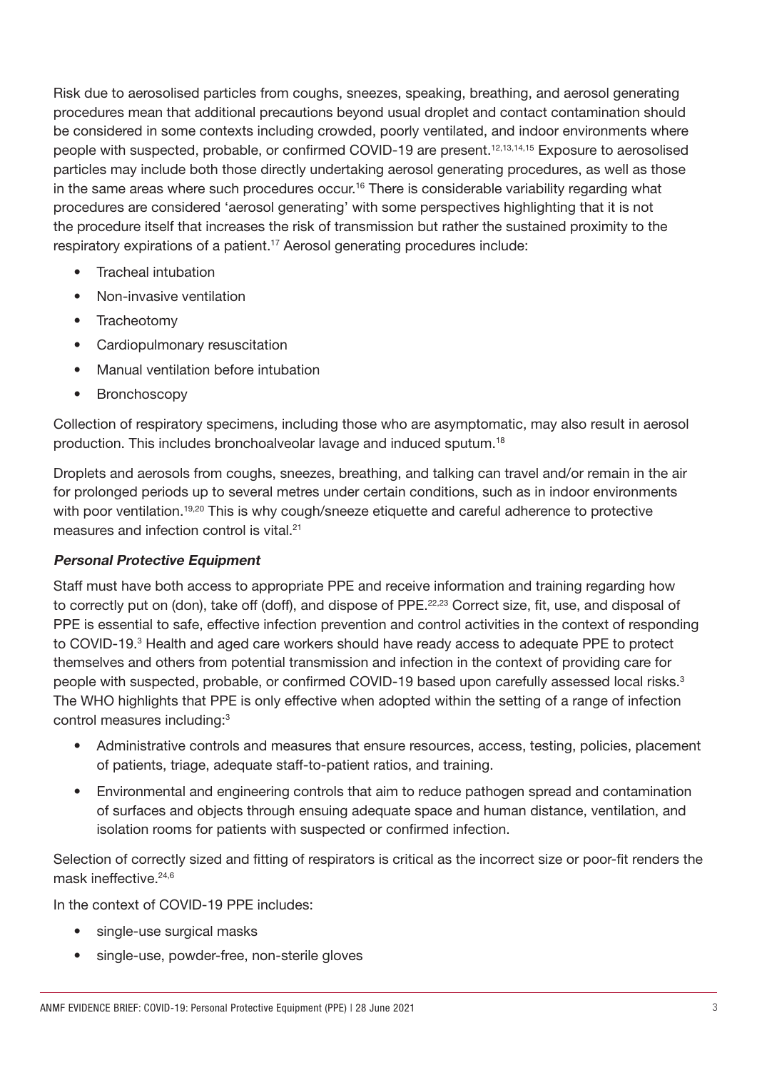Risk due to aerosolised particles from coughs, sneezes, speaking, breathing, and aerosol generating procedures mean that additional precautions beyond usual droplet and contact contamination should be considered in some contexts including crowded, poorly ventilated, and indoor environments where people with suspected, probable, or confirmed COVID-19 are present.[12,13,14,15] Exposure to aerosolised particles may include both those directly undertaking aerosol generating procedures, as well as those in the same areas where such procedures occur.[16] There is considerable variability regarding what procedures are considered 'aerosol generating' with some perspectives highlighting that it is not the procedure itself that increases the risk of transmission but rather the sustained proximity to the respiratory expirations of a patient.[17] Aerosol generating procedures include:

- Tracheal intubation
- Non-invasive ventilation
- Tracheotomy
- Cardiopulmonary resuscitation
- Manual ventilation before intubation
- Bronchoscopy

Collection of respiratory specimens, including those who are asymptomatic, may also result in aerosol production. This includes bronchoalveolar lavage and induced sputum.[18]

Droplets and aerosols from coughs, sneezes, breathing, and talking can travel and/or remain in the air for prolonged periods up to several metres under certain conditions, such as in indoor environments with poor ventilation.[19,20] This is why cough/sneeze etiquette and careful adherence to protective measures and infection control is vital.[21]

### *Personal Protective Equipment*

Staff must have both access to appropriate PPE and receive information and training regarding how to correctly put on (don), take off (doff), and dispose of PPE.[22,23] Correct size, fit, use, and disposal of PPE is essential to safe, effective infection prevention and control activities in the context of responding to COVID-19.[3] Health and aged care workers should have ready access to adequate PPE to protect themselves and others from potential transmission and infection in the context of providing care for people with suspected, probable, or confirmed COVID-19 based upon carefully assessed local risks.[3] The WHO highlights that PPE is only effective when adopted within the setting of a range of infection control measures including:[3]

- Administrative controls and measures that ensure resources, access, testing, policies, placement of patients, triage, adequate staff-to-patient ratios, and training.
- Environmental and engineering controls that aim to reduce pathogen spread and contamination of surfaces and objects through ensuing adequate space and human distance, ventilation, and isolation rooms for patients with suspected or confirmed infection.

Selection of correctly sized and fitting of respirators is critical as the incorrect size or poor-fit renders the mask ineffective.[24,6]

In the context of COVID-19 PPE includes:

- single-use surgical masks
- single-use, powder-free, non-sterile gloves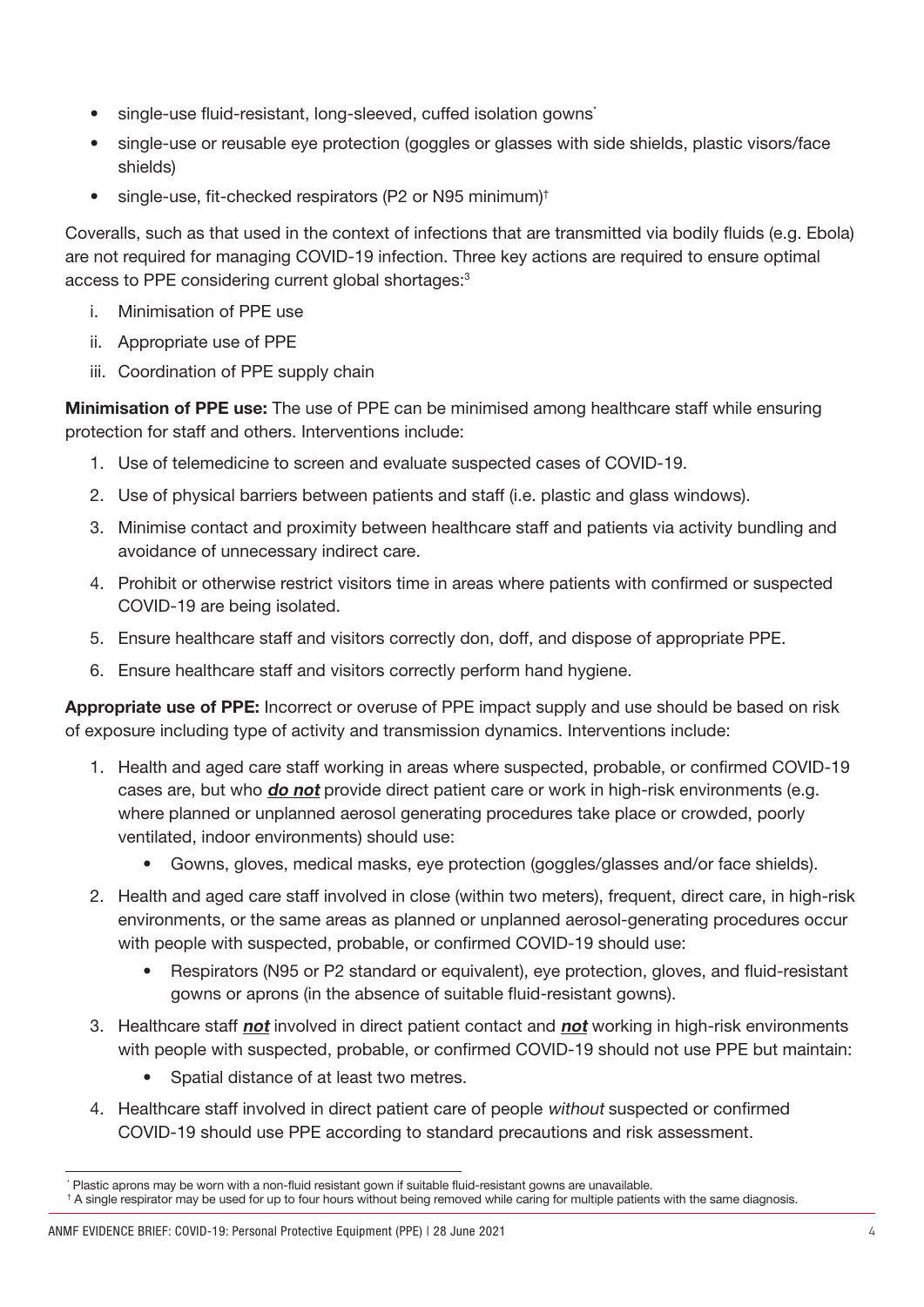- single-use fluid-resistant, long-sleeved, cuffed isolation gowns*
- single-use or reusable eye protection (goggles or glasses with side shields, plastic visors/face shields)
- single-use, fit-checked respirators (P2 or N95 minimum)†

Coveralls, such as that used in the context of infections that are transmitted via bodily fluids (e.g. Ebola) are not required for managing COVID-19 infection. Three key actions are required to ensure optimal access to PPE considering current global shortages:[3]

i. Minimisation of PPE use
ii. Appropriate use of PPE
iii. Coordination of PPE supply chain

**Minimisation of PPE use:** The use of PPE can be minimised among healthcare staff while ensuring protection for staff and others. Interventions include:

1. Use of telemedicine to screen and evaluate suspected cases of COVID-19.
2. Use of physical barriers between patients and staff (i.e. plastic and glass windows).
3. Minimise contact and proximity between healthcare staff and patients via activity bundling and avoidance of unnecessary indirect care.
4. Prohibit or otherwise restrict visitors time in areas where patients with confirmed or suspected COVID-19 are being isolated.
5. Ensure healthcare staff and visitors correctly don, doff, and dispose of appropriate PPE.
6. Ensure healthcare staff and visitors correctly perform hand hygiene.

**Appropriate use of PPE:** Incorrect or overuse of PPE impact supply and use should be based on risk of exposure including type of activity and transmission dynamics. Interventions include:

1. Health and aged care staff working in areas where suspected, probable, or confirmed COVID-19 cases are, but who ***do not*** provide direct patient care or work in high-risk environments (e.g. where planned or unplanned aerosol generating procedures take place or crowded, poorly ventilated, indoor environments) should use:
   - Gowns, gloves, medical masks, eye protection (goggles/glasses and/or face shields).
2. Health and aged care staff involved in close (within two meters), frequent, direct care, in high-risk environments, or the same areas as planned or unplanned aerosol-generating procedures occur with people with suspected, probable, or confirmed COVID-19 should use:
   - Respirators (N95 or P2 standard or equivalent), eye protection, gloves, and fluid-resistant gowns or aprons (in the absence of suitable fluid-resistant gowns).
3. Healthcare staff ***not*** involved in direct patient contact and ***not*** working in high-risk environments with people with suspected, probable, or confirmed COVID-19 should not use PPE but maintain:
   - Spatial distance of at least two metres.
4. Healthcare staff involved in direct patient care of people *without* suspected or confirmed COVID-19 should use PPE according to standard precautions and risk assessment.

\* Plastic aprons may be worn with a non-fluid resistant gown if suitable fluid-resistant gowns are unavailable.

† A single respirator may be used for up to four hours without being removed while caring for multiple patients with the same diagnosis.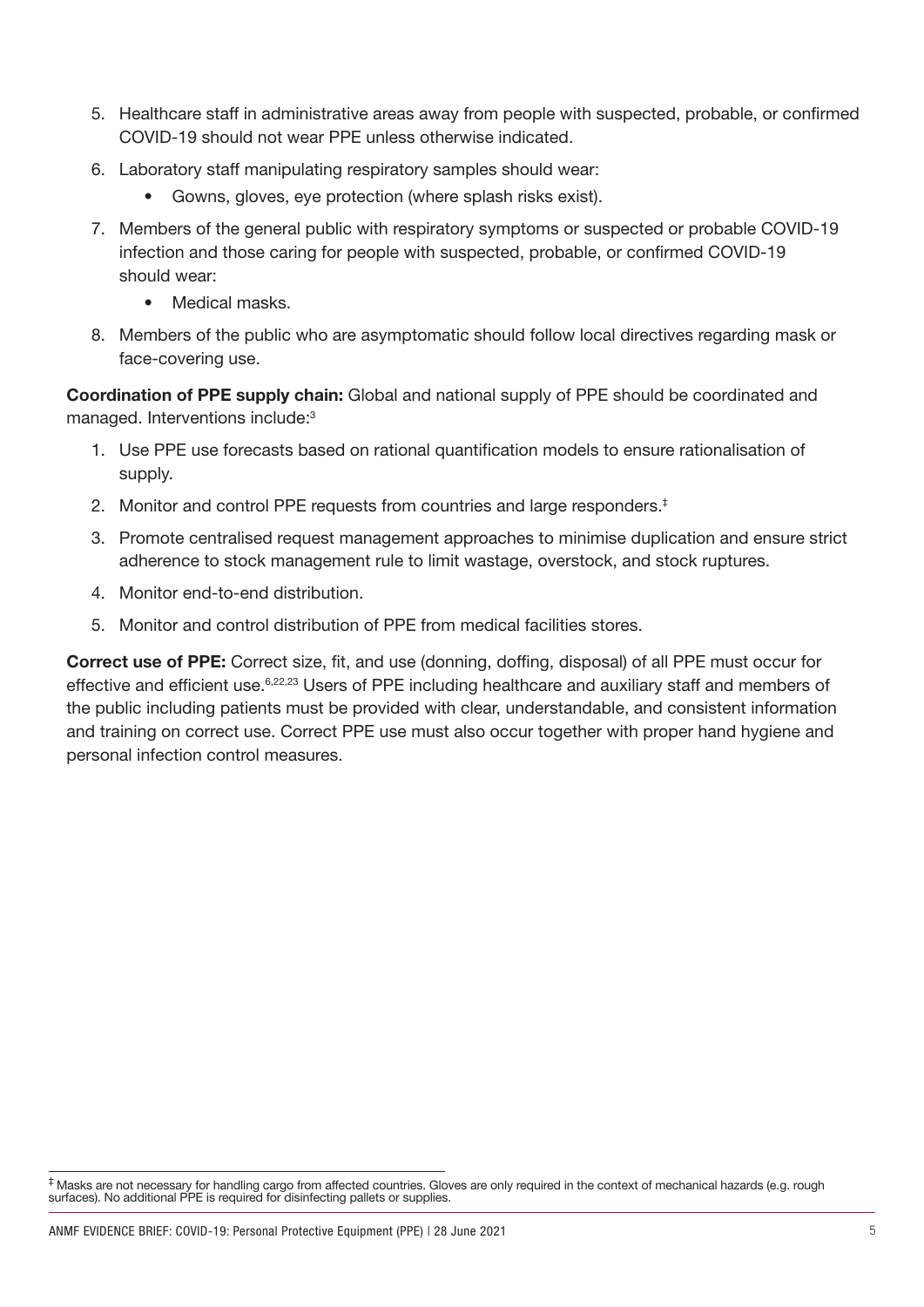5. Healthcare staff in administrative areas away from people with suspected, probable, or confirmed COVID-19 should not wear PPE unless otherwise indicated.
6. Laboratory staff manipulating respiratory samples should wear:
    - Gowns, gloves, eye protection (where splash risks exist).
7. Members of the general public with respiratory symptoms or suspected or probable COVID-19 infection and those caring for people with suspected, probable, or confirmed COVID-19 should wear:
    - Medical masks.
8. Members of the public who are asymptomatic should follow local directives regarding mask or face-covering use.

**Coordination of PPE supply chain:** Global and national supply of PPE should be coordinated and managed. Interventions include:[3]

1. Use PPE use forecasts based on rational quantification models to ensure rationalisation of supply.
2. Monitor and control PPE requests from countries and large responders.[‡]
3. Promote centralised request management approaches to minimise duplication and ensure strict adherence to stock management rule to limit wastage, overstock, and stock ruptures.
4. Monitor end-to-end distribution.
5. Monitor and control distribution of PPE from medical facilities stores.

**Correct use of PPE:** Correct size, fit, and use (donning, doffing, disposal) of all PPE must occur for effective and efficient use.[6,22,23] Users of PPE including healthcare and auxiliary staff and members of the public including patients must be provided with clear, understandable, and consistent information and training on correct use. Correct PPE use must also occur together with proper hand hygiene and personal infection control measures.

[‡] Masks are not necessary for handling cargo from affected countries. Gloves are only required in the context of mechanical hazards (e.g. rough surfaces). No additional PPE is required for disinfecting pallets or supplies.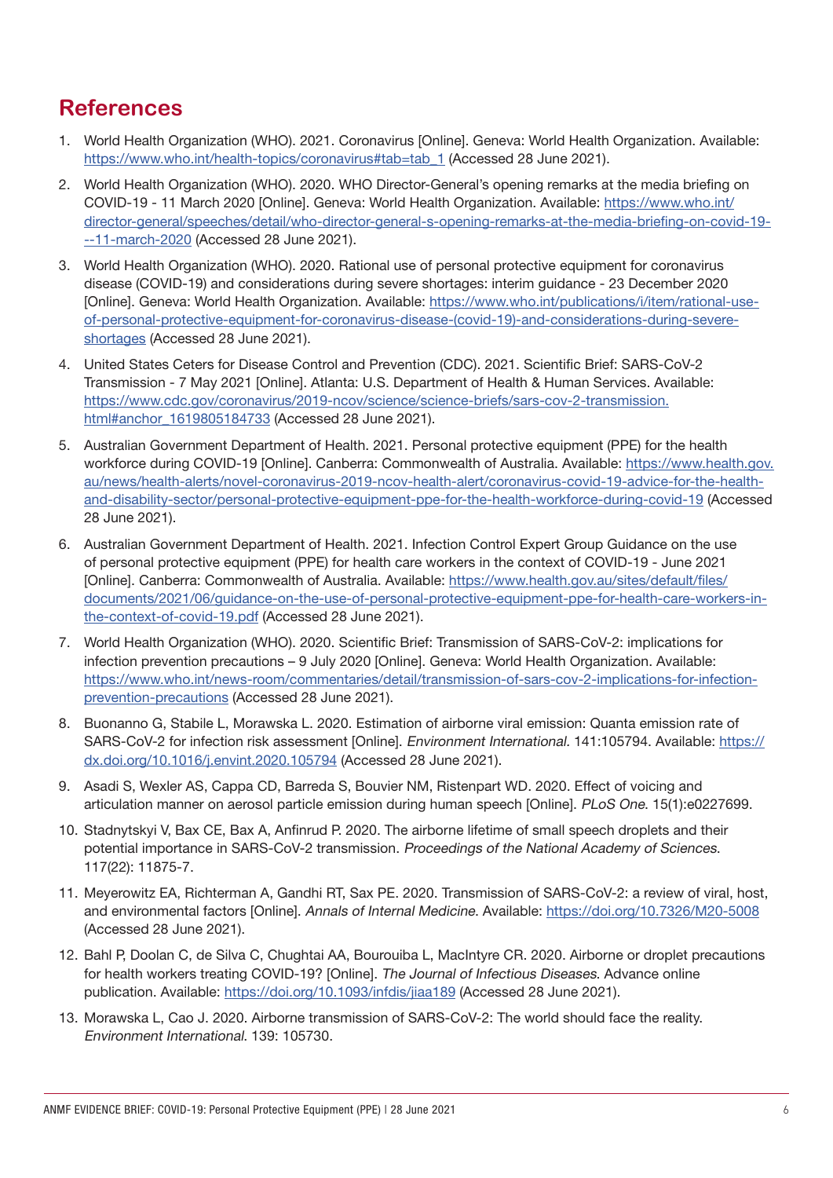## References

1. World Health Organization (WHO). 2021. Coronavirus [Online]. Geneva: World Health Organization. Available: https://www.who.int/health-topics/coronavirus#tab=tab_1 (Accessed 28 June 2021).
2. World Health Organization (WHO). 2020. WHO Director-General's opening remarks at the media briefing on COVID-19 - 11 March 2020 [Online]. Geneva: World Health Organization. Available: https://www.who.int/director-general/speeches/detail/who-director-general-s-opening-remarks-at-the-media-briefing-on-covid-19---11-march-2020 (Accessed 28 June 2021).
3. World Health Organization (WHO). 2020. Rational use of personal protective equipment for coronavirus disease (COVID-19) and considerations during severe shortages: interim guidance - 23 December 2020 [Online]. Geneva: World Health Organization. Available: https://www.who.int/publications/i/item/rational-use-of-personal-protective-equipment-for-coronavirus-disease-(covid-19)-and-considerations-during-severe-shortages (Accessed 28 June 2021).
4. United States Ceters for Disease Control and Prevention (CDC). 2021. Scientific Brief: SARS-CoV-2 Transmission - 7 May 2021 [Online]. Atlanta: U.S. Department of Health & Human Services. Available: https://www.cdc.gov/coronavirus/2019-ncov/science/science-briefs/sars-cov-2-transmission.html#anchor_1619805184733 (Accessed 28 June 2021).
5. Australian Government Department of Health. 2021. Personal protective equipment (PPE) for the health workforce during COVID-19 [Online]. Canberra: Commonwealth of Australia. Available: https://www.health.gov.au/news/health-alerts/novel-coronavirus-2019-ncov-health-alert/coronavirus-covid-19-advice-for-the-health-and-disability-sector/personal-protective-equipment-ppe-for-the-health-workforce-during-covid-19 (Accessed 28 June 2021).
6. Australian Government Department of Health. 2021. Infection Control Expert Group Guidance on the use of personal protective equipment (PPE) for health care workers in the context of COVID-19 - June 2021 [Online]. Canberra: Commonwealth of Australia. Available: https://www.health.gov.au/sites/default/files/documents/2021/06/guidance-on-the-use-of-personal-protective-equipment-ppe-for-health-care-workers-in-the-context-of-covid-19.pdf (Accessed 28 June 2021).
7. World Health Organization (WHO). 2020. Scientific Brief: Transmission of SARS-CoV-2: implications for infection prevention precautions – 9 July 2020 [Online]. Geneva: World Health Organization. Available: https://www.who.int/news-room/commentaries/detail/transmission-of-sars-cov-2-implications-for-infection-prevention-precautions (Accessed 28 June 2021).
8. Buonanno G, Stabile L, Morawska L. 2020. Estimation of airborne viral emission: Quanta emission rate of SARS-CoV-2 for infection risk assessment [Online]. *Environment International*. 141:105794. Available: https://dx.doi.org/10.1016/j.envint.2020.105794 (Accessed 28 June 2021).
9. Asadi S, Wexler AS, Cappa CD, Barreda S, Bouvier NM, Ristenpart WD. 2020. Effect of voicing and articulation manner on aerosol particle emission during human speech [Online]. *PLoS One*. 15(1):e0227699.
10. Stadnytskyi V, Bax CE, Bax A, Anfinrud P. 2020. The airborne lifetime of small speech droplets and their potential importance in SARS-CoV-2 transmission. *Proceedings of the National Academy of Sciences*. 117(22): 11875-7.
11. Meyerowitz EA, Richterman A, Gandhi RT, Sax PE. 2020. Transmission of SARS-CoV-2: a review of viral, host, and environmental factors [Online]. *Annals of Internal Medicine*. Available: https://doi.org/10.7326/M20-5008 (Accessed 28 June 2021).
12. Bahl P, Doolan C, de Silva C, Chughtai AA, Bourouiba L, MacIntyre CR. 2020. Airborne or droplet precautions for health workers treating COVID-19? [Online]. *The Journal of Infectious Diseases*. Advance online publication. Available: https://doi.org/10.1093/infdis/jiaa189 (Accessed 28 June 2021).
13. Morawska L, Cao J. 2020. Airborne transmission of SARS-CoV-2: The world should face the reality. *Environment International*. 139: 105730.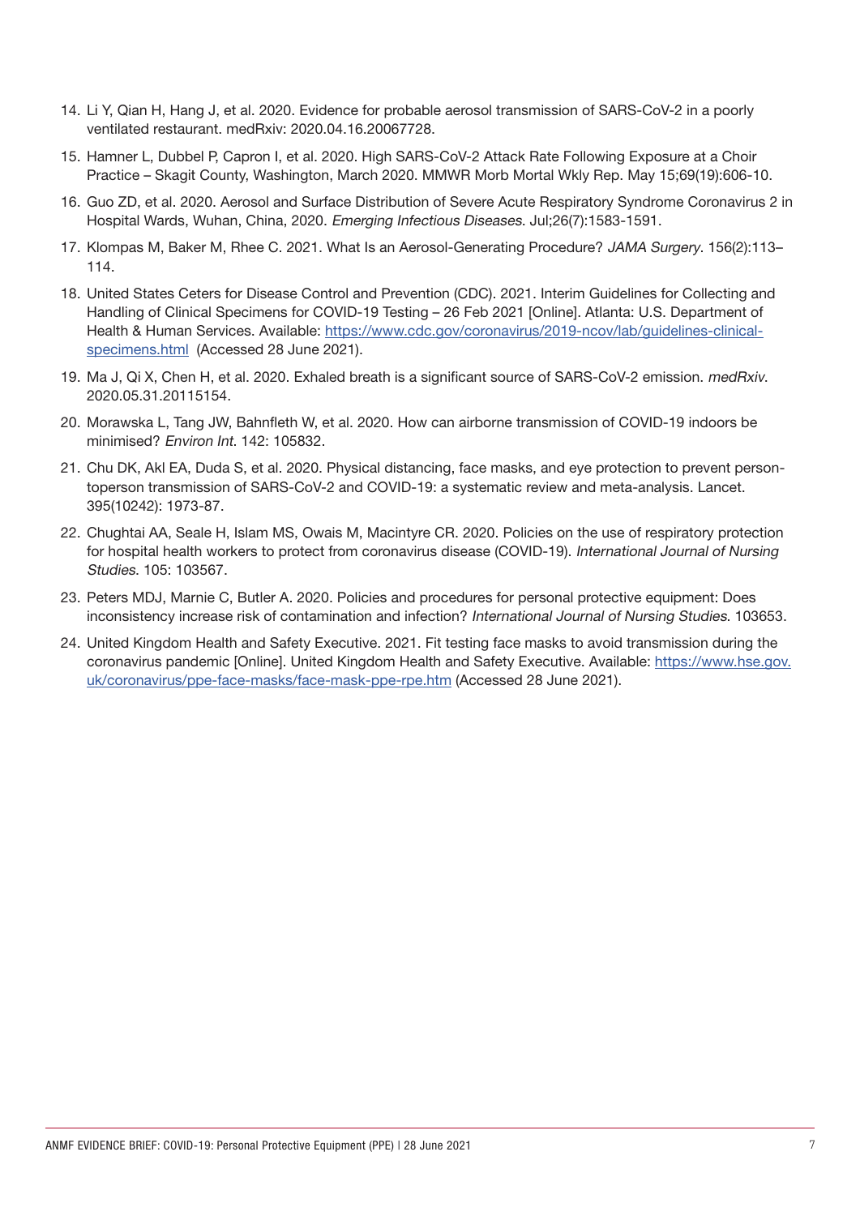14. Li Y, Qian H, Hang J, et al. 2020. Evidence for probable aerosol transmission of SARS-CoV-2 in a poorly ventilated restaurant. medRxiv: 2020.04.16.20067728.
15. Hamner L, Dubbel P, Capron I, et al. 2020. High SARS-CoV-2 Attack Rate Following Exposure at a Choir Practice – Skagit County, Washington, March 2020. MMWR Morb Mortal Wkly Rep. May 15;69(19):606-10.
16. Guo ZD, et al. 2020. Aerosol and Surface Distribution of Severe Acute Respiratory Syndrome Coronavirus 2 in Hospital Wards, Wuhan, China, 2020. *Emerging Infectious Diseases*. Jul;26(7):1583-1591.
17. Klompas M, Baker M, Rhee C. 2021. What Is an Aerosol-Generating Procedure? *JAMA Surgery*. 156(2):113–114.
18. United States Ceters for Disease Control and Prevention (CDC). 2021. Interim Guidelines for Collecting and Handling of Clinical Specimens for COVID-19 Testing – 26 Feb 2021 [Online]. Atlanta: U.S. Department of Health & Human Services. Available: [https://www.cdc.gov/coronavirus/2019-ncov/lab/guidelines-clinical-specimens.html](https://www.cdc.gov/coronavirus/2019-ncov/lab/guidelines-clinical-specimens.html) (Accessed 28 June 2021).
19. Ma J, Qi X, Chen H, et al. 2020. Exhaled breath is a significant source of SARS-CoV-2 emission. *medRxiv*. 2020.05.31.20115154.
20. Morawska L, Tang JW, Bahnfleth W, et al. 2020. How can airborne transmission of COVID-19 indoors be minimised? *Environ Int*. 142: 105832.
21. Chu DK, Akl EA, Duda S, et al. 2020. Physical distancing, face masks, and eye protection to prevent person-toperson transmission of SARS-CoV-2 and COVID-19: a systematic review and meta-analysis. Lancet. 395(10242): 1973-87.
22. Chughtai AA, Seale H, Islam MS, Owais M, Macintyre CR. 2020. Policies on the use of respiratory protection for hospital health workers to protect from coronavirus disease (COVID-19). *International Journal of Nursing Studies*. 105: 103567.
23. Peters MDJ, Marnie C, Butler A. 2020. Policies and procedures for personal protective equipment: Does inconsistency increase risk of contamination and infection? *International Journal of Nursing Studies*. 103653.
24. United Kingdom Health and Safety Executive. 2021. Fit testing face masks to avoid transmission during the coronavirus pandemic [Online]. United Kingdom Health and Safety Executive. Available: [https://www.hse.gov.uk/coronavirus/ppe-face-masks/face-mask-ppe-rpe.htm](https://www.hse.gov.uk/coronavirus/ppe-face-masks/face-mask-ppe-rpe.htm) (Accessed 28 June 2021).